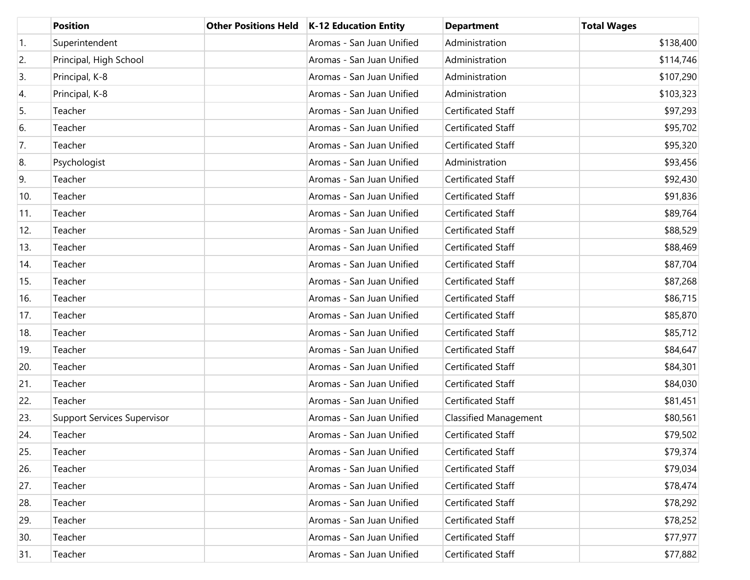| | Position | Other Positions Held | K-12 Education Entity | Department | Total Wages |
|---|---|---|---|---|---|
| 1. | Superintendent | | Aromas - San Juan Unified | Administration | $138,400 |
| 2. | Principal, High School | | Aromas - San Juan Unified | Administration | $114,746 |
| 3. | Principal, K-8 | | Aromas - San Juan Unified | Administration | $107,290 |
| 4. | Principal, K-8 | | Aromas - San Juan Unified | Administration | $103,323 |
| 5. | Teacher | | Aromas - San Juan Unified | Certificated Staff | $97,293 |
| 6. | Teacher | | Aromas - San Juan Unified | Certificated Staff | $95,702 |
| 7. | Teacher | | Aromas - San Juan Unified | Certificated Staff | $95,320 |
| 8. | Psychologist | | Aromas - San Juan Unified | Administration | $93,456 |
| 9. | Teacher | | Aromas - San Juan Unified | Certificated Staff | $92,430 |
| 10. | Teacher | | Aromas - San Juan Unified | Certificated Staff | $91,836 |
| 11. | Teacher | | Aromas - San Juan Unified | Certificated Staff | $89,764 |
| 12. | Teacher | | Aromas - San Juan Unified | Certificated Staff | $88,529 |
| 13. | Teacher | | Aromas - San Juan Unified | Certificated Staff | $88,469 |
| 14. | Teacher | | Aromas - San Juan Unified | Certificated Staff | $87,704 |
| 15. | Teacher | | Aromas - San Juan Unified | Certificated Staff | $87,268 |
| 16. | Teacher | | Aromas - San Juan Unified | Certificated Staff | $86,715 |
| 17. | Teacher | | Aromas - San Juan Unified | Certificated Staff | $85,870 |
| 18. | Teacher | | Aromas - San Juan Unified | Certificated Staff | $85,712 |
| 19. | Teacher | | Aromas - San Juan Unified | Certificated Staff | $84,647 |
| 20. | Teacher | | Aromas - San Juan Unified | Certificated Staff | $84,301 |
| 21. | Teacher | | Aromas - San Juan Unified | Certificated Staff | $84,030 |
| 22. | Teacher | | Aromas - San Juan Unified | Certificated Staff | $81,451 |
| 23. | Support Services Supervisor | | Aromas - San Juan Unified | Classified Management | $80,561 |
| 24. | Teacher | | Aromas - San Juan Unified | Certificated Staff | $79,502 |
| 25. | Teacher | | Aromas - San Juan Unified | Certificated Staff | $79,374 |
| 26. | Teacher | | Aromas - San Juan Unified | Certificated Staff | $79,034 |
| 27. | Teacher | | Aromas - San Juan Unified | Certificated Staff | $78,474 |
| 28. | Teacher | | Aromas - San Juan Unified | Certificated Staff | $78,292 |
| 29. | Teacher | | Aromas - San Juan Unified | Certificated Staff | $78,252 |
| 30. | Teacher | | Aromas - San Juan Unified | Certificated Staff | $77,977 |
| 31. | Teacher | | Aromas - San Juan Unified | Certificated Staff | $77,882 |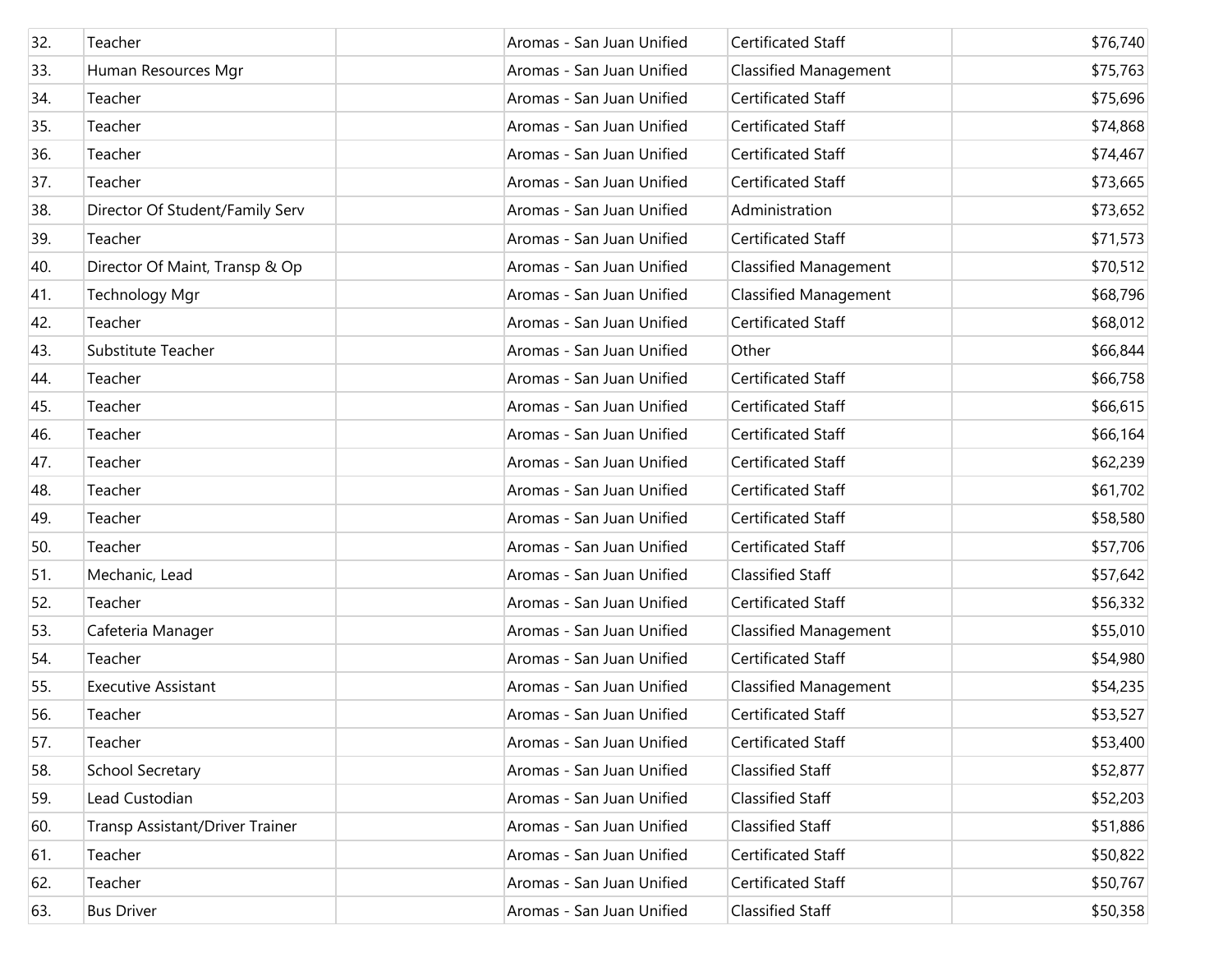| | | | | | |
|---|---|---|---|---|---|
| 32. | Teacher | | Aromas - San Juan Unified | Certificated Staff | $76,740 |
| 33. | Human Resources Mgr | | Aromas - San Juan Unified | Classified Management | $75,763 |
| 34. | Teacher | | Aromas - San Juan Unified | Certificated Staff | $75,696 |
| 35. | Teacher | | Aromas - San Juan Unified | Certificated Staff | $74,868 |
| 36. | Teacher | | Aromas - San Juan Unified | Certificated Staff | $74,467 |
| 37. | Teacher | | Aromas - San Juan Unified | Certificated Staff | $73,665 |
| 38. | Director Of Student/Family Serv | | Aromas - San Juan Unified | Administration | $73,652 |
| 39. | Teacher | | Aromas - San Juan Unified | Certificated Staff | $71,573 |
| 40. | Director Of Maint, Transp & Op | | Aromas - San Juan Unified | Classified Management | $70,512 |
| 41. | Technology Mgr | | Aromas - San Juan Unified | Classified Management | $68,796 |
| 42. | Teacher | | Aromas - San Juan Unified | Certificated Staff | $68,012 |
| 43. | Substitute Teacher | | Aromas - San Juan Unified | Other | $66,844 |
| 44. | Teacher | | Aromas - San Juan Unified | Certificated Staff | $66,758 |
| 45. | Teacher | | Aromas - San Juan Unified | Certificated Staff | $66,615 |
| 46. | Teacher | | Aromas - San Juan Unified | Certificated Staff | $66,164 |
| 47. | Teacher | | Aromas - San Juan Unified | Certificated Staff | $62,239 |
| 48. | Teacher | | Aromas - San Juan Unified | Certificated Staff | $61,702 |
| 49. | Teacher | | Aromas - San Juan Unified | Certificated Staff | $58,580 |
| 50. | Teacher | | Aromas - San Juan Unified | Certificated Staff | $57,706 |
| 51. | Mechanic, Lead | | Aromas - San Juan Unified | Classified Staff | $57,642 |
| 52. | Teacher | | Aromas - San Juan Unified | Certificated Staff | $56,332 |
| 53. | Cafeteria Manager | | Aromas - San Juan Unified | Classified Management | $55,010 |
| 54. | Teacher | | Aromas - San Juan Unified | Certificated Staff | $54,980 |
| 55. | Executive Assistant | | Aromas - San Juan Unified | Classified Management | $54,235 |
| 56. | Teacher | | Aromas - San Juan Unified | Certificated Staff | $53,527 |
| 57. | Teacher | | Aromas - San Juan Unified | Certificated Staff | $53,400 |
| 58. | School Secretary | | Aromas - San Juan Unified | Classified Staff | $52,877 |
| 59. | Lead Custodian | | Aromas - San Juan Unified | Classified Staff | $52,203 |
| 60. | Transp Assistant/Driver Trainer | | Aromas - San Juan Unified | Classified Staff | $51,886 |
| 61. | Teacher | | Aromas - San Juan Unified | Certificated Staff | $50,822 |
| 62. | Teacher | | Aromas - San Juan Unified | Certificated Staff | $50,767 |
| 63. | Bus Driver | | Aromas - San Juan Unified | Classified Staff | $50,358 |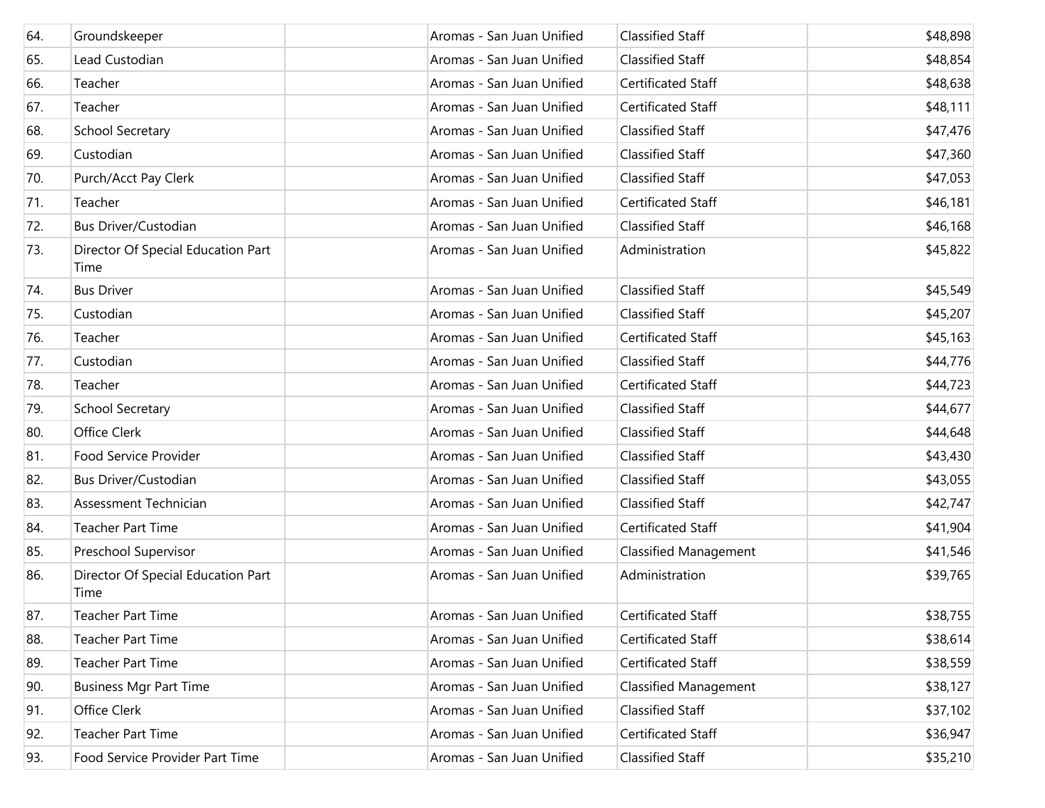| 64. | Groundskeeper | | Aromas - San Juan Unified | Classified Staff | $48,898 |
|---|---|---|---|---|---|
| 65. | Lead Custodian | | Aromas - San Juan Unified | Classified Staff | $48,854 |
| 66. | Teacher | | Aromas - San Juan Unified | Certificated Staff | $48,638 |
| 67. | Teacher | | Aromas - San Juan Unified | Certificated Staff | $48,111 |
| 68. | School Secretary | | Aromas - San Juan Unified | Classified Staff | $47,476 |
| 69. | Custodian | | Aromas - San Juan Unified | Classified Staff | $47,360 |
| 70. | Purch/Acct Pay Clerk | | Aromas - San Juan Unified | Classified Staff | $47,053 |
| 71. | Teacher | | Aromas - San Juan Unified | Certificated Staff | $46,181 |
| 72. | Bus Driver/Custodian | | Aromas - San Juan Unified | Classified Staff | $46,168 |
| 73. | Director Of Special Education Part Time | | Aromas - San Juan Unified | Administration | $45,822 |
| 74. | Bus Driver | | Aromas - San Juan Unified | Classified Staff | $45,549 |
| 75. | Custodian | | Aromas - San Juan Unified | Classified Staff | $45,207 |
| 76. | Teacher | | Aromas - San Juan Unified | Certificated Staff | $45,163 |
| 77. | Custodian | | Aromas - San Juan Unified | Classified Staff | $44,776 |
| 78. | Teacher | | Aromas - San Juan Unified | Certificated Staff | $44,723 |
| 79. | School Secretary | | Aromas - San Juan Unified | Classified Staff | $44,677 |
| 80. | Office Clerk | | Aromas - San Juan Unified | Classified Staff | $44,648 |
| 81. | Food Service Provider | | Aromas - San Juan Unified | Classified Staff | $43,430 |
| 82. | Bus Driver/Custodian | | Aromas - San Juan Unified | Classified Staff | $43,055 |
| 83. | Assessment Technician | | Aromas - San Juan Unified | Classified Staff | $42,747 |
| 84. | Teacher Part Time | | Aromas - San Juan Unified | Certificated Staff | $41,904 |
| 85. | Preschool Supervisor | | Aromas - San Juan Unified | Classified Management | $41,546 |
| 86. | Director Of Special Education Part Time | | Aromas - San Juan Unified | Administration | $39,765 |
| 87. | Teacher Part Time | | Aromas - San Juan Unified | Certificated Staff | $38,755 |
| 88. | Teacher Part Time | | Aromas - San Juan Unified | Certificated Staff | $38,614 |
| 89. | Teacher Part Time | | Aromas - San Juan Unified | Certificated Staff | $38,559 |
| 90. | Business Mgr Part Time | | Aromas - San Juan Unified | Classified Management | $38,127 |
| 91. | Office Clerk | | Aromas - San Juan Unified | Classified Staff | $37,102 |
| 92. | Teacher Part Time | | Aromas - San Juan Unified | Certificated Staff | $36,947 |
| 93. | Food Service Provider Part Time | | Aromas - San Juan Unified | Classified Staff | $35,210 |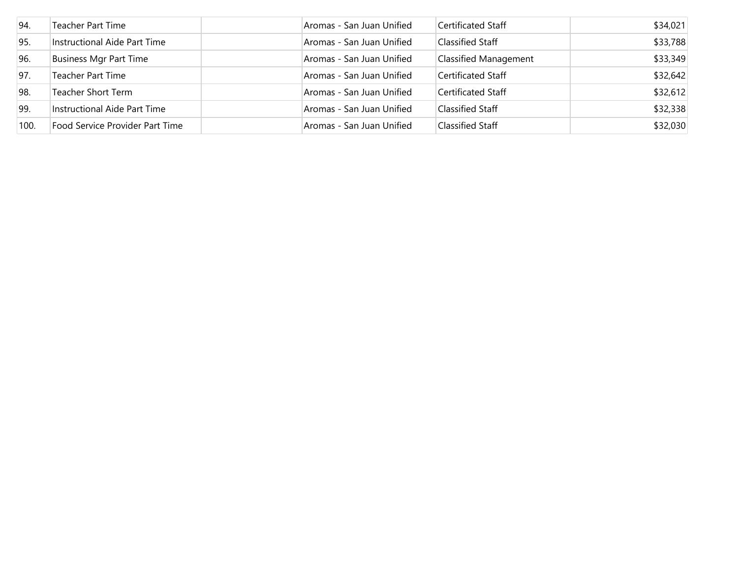| | | | | | |
|---|---|---|---|---|---|
| 94. | Teacher Part Time | | Aromas - San Juan Unified | Certificated Staff | $34,021 |
| 95. | Instructional Aide Part Time | | Aromas - San Juan Unified | Classified Staff | $33,788 |
| 96. | Business Mgr Part Time | | Aromas - San Juan Unified | Classified Management | $33,349 |
| 97. | Teacher Part Time | | Aromas - San Juan Unified | Certificated Staff | $32,642 |
| 98. | Teacher Short Term | | Aromas - San Juan Unified | Certificated Staff | $32,612 |
| 99. | Instructional Aide Part Time | | Aromas - San Juan Unified | Classified Staff | $32,338 |
| 100. | Food Service Provider Part Time | | Aromas - San Juan Unified | Classified Staff | $32,030 |